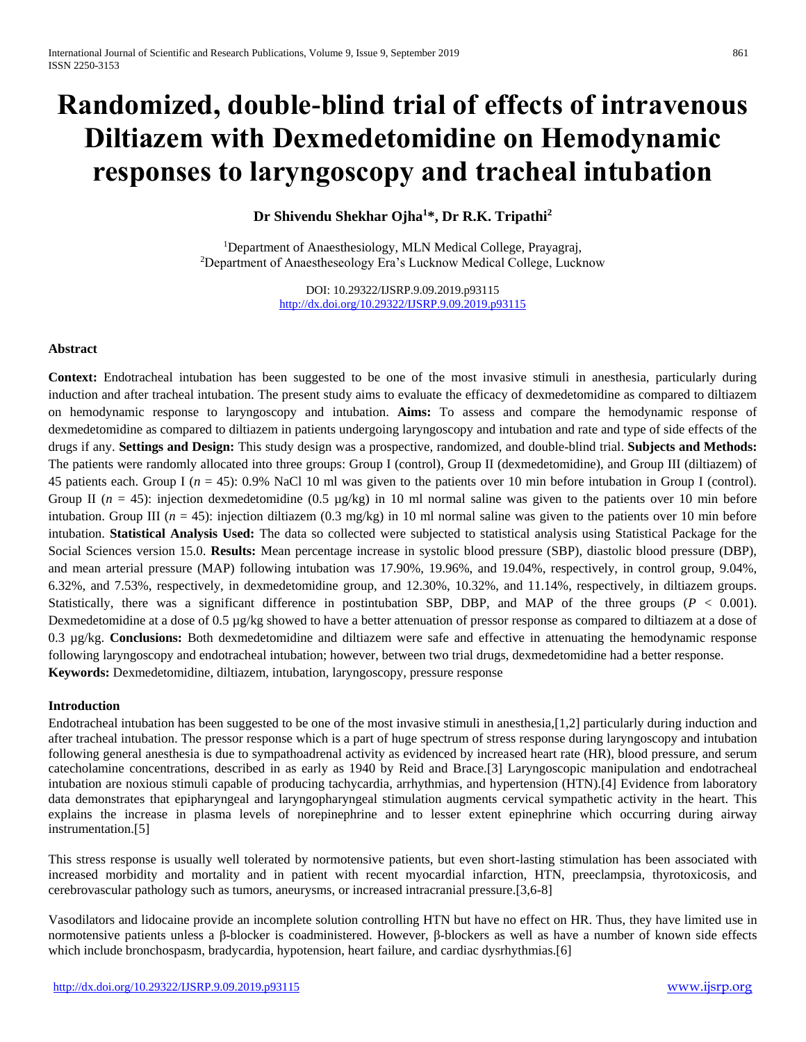# Randomized, double-blind trial of effects of intravenous Diltiazem with Dexmedetomidine on Hemodynamic responses to laryngoscopy and tracheal intubation

**Dr Shivendu Shekhar Ojha[1]*, Dr R.K. Tripathi[2]**

[1]Department of Anaesthesiology, MLN Medical College, Prayagraj,
[2]Department of Anaestheseology Era's Lucknow Medical College, Lucknow

DOI: 10.29322/IJSRP.9.09.2019.p93115
http://dx.doi.org/10.29322/IJSRP.9.09.2019.p93115

### Abstract

**Context:** Endotracheal intubation has been suggested to be one of the most invasive stimuli in anesthesia, particularly during induction and after tracheal intubation. The present study aims to evaluate the efficacy of dexmedetomidine as compared to diltiazem on hemodynamic response to laryngoscopy and intubation. **Aims:** To assess and compare the hemodynamic response of dexmedetomidine as compared to diltiazem in patients undergoing laryngoscopy and intubation and rate and type of side effects of the drugs if any. **Settings and Design:** This study design was a prospective, randomized, and double-blind trial. **Subjects and Methods:** The patients were randomly allocated into three groups: Group I (control), Group II (dexmedetomidine), and Group III (diltiazem) of 45 patients each. Group I ($n$ = 45): 0.9% NaCl 10 ml was given to the patients over 10 min before intubation in Group I (control). Group II ($n$ = 45): injection dexmedetomidine (0.5 µg/kg) in 10 ml normal saline was given to the patients over 10 min before intubation. Group III ($n$ = 45): injection diltiazem (0.3 mg/kg) in 10 ml normal saline was given to the patients over 10 min before intubation. **Statistical Analysis Used:** The data so collected were subjected to statistical analysis using Statistical Package for the Social Sciences version 15.0. **Results:** Mean percentage increase in systolic blood pressure (SBP), diastolic blood pressure (DBP), and mean arterial pressure (MAP) following intubation was 17.90%, 19.96%, and 19.04%, respectively, in control group, 9.04%, 6.32%, and 7.53%, respectively, in dexmedetomidine group, and 12.30%, 10.32%, and 11.14%, respectively, in diltiazem groups. Statistically, there was a significant difference in postintubation SBP, DBP, and MAP of the three groups ($P$ < 0.001). Dexmedetomidine at a dose of 0.5 µg/kg showed to have a better attenuation of pressor response as compared to diltiazem at a dose of 0.3 µg/kg. **Conclusions:** Both dexmedetomidine and diltiazem were safe and effective in attenuating the hemodynamic response following laryngoscopy and endotracheal intubation; however, between two trial drugs, dexmedetomidine had a better response.
**Keywords:** Dexmedetomidine, diltiazem, intubation, laryngoscopy, pressure response

### Introduction

Endotracheal intubation has been suggested to be one of the most invasive stimuli in anesthesia,[1,2] particularly during induction and after tracheal intubation. The pressor response which is a part of huge spectrum of stress response during laryngoscopy and intubation following general anesthesia is due to sympathoadrenal activity as evidenced by increased heart rate (HR), blood pressure, and serum catecholamine concentrations, described in as early as 1940 by Reid and Brace.[3] Laryngoscopic manipulation and endotracheal intubation are noxious stimuli capable of producing tachycardia, arrhythmias, and hypertension (HTN).[4] Evidence from laboratory data demonstrates that epipharyngeal and laryngopharyngeal stimulation augments cervical sympathetic activity in the heart. This explains the increase in plasma levels of norepinephrine and to lesser extent epinephrine which occurring during airway instrumentation.[5]

This stress response is usually well tolerated by normotensive patients, but even short-lasting stimulation has been associated with increased morbidity and mortality and in patient with recent myocardial infarction, HTN, preeclampsia, thyrotoxicosis, and cerebrovascular pathology such as tumors, aneurysms, or increased intracranial pressure.[3,6-8]

Vasodilators and lidocaine provide an incomplete solution controlling HTN but have no effect on HR. Thus, they have limited use in normotensive patients unless a β-blocker is coadministered. However, β-blockers as well as have a number of known side effects which include bronchospasm, bradycardia, hypotension, heart failure, and cardiac dysrhythmias.[6]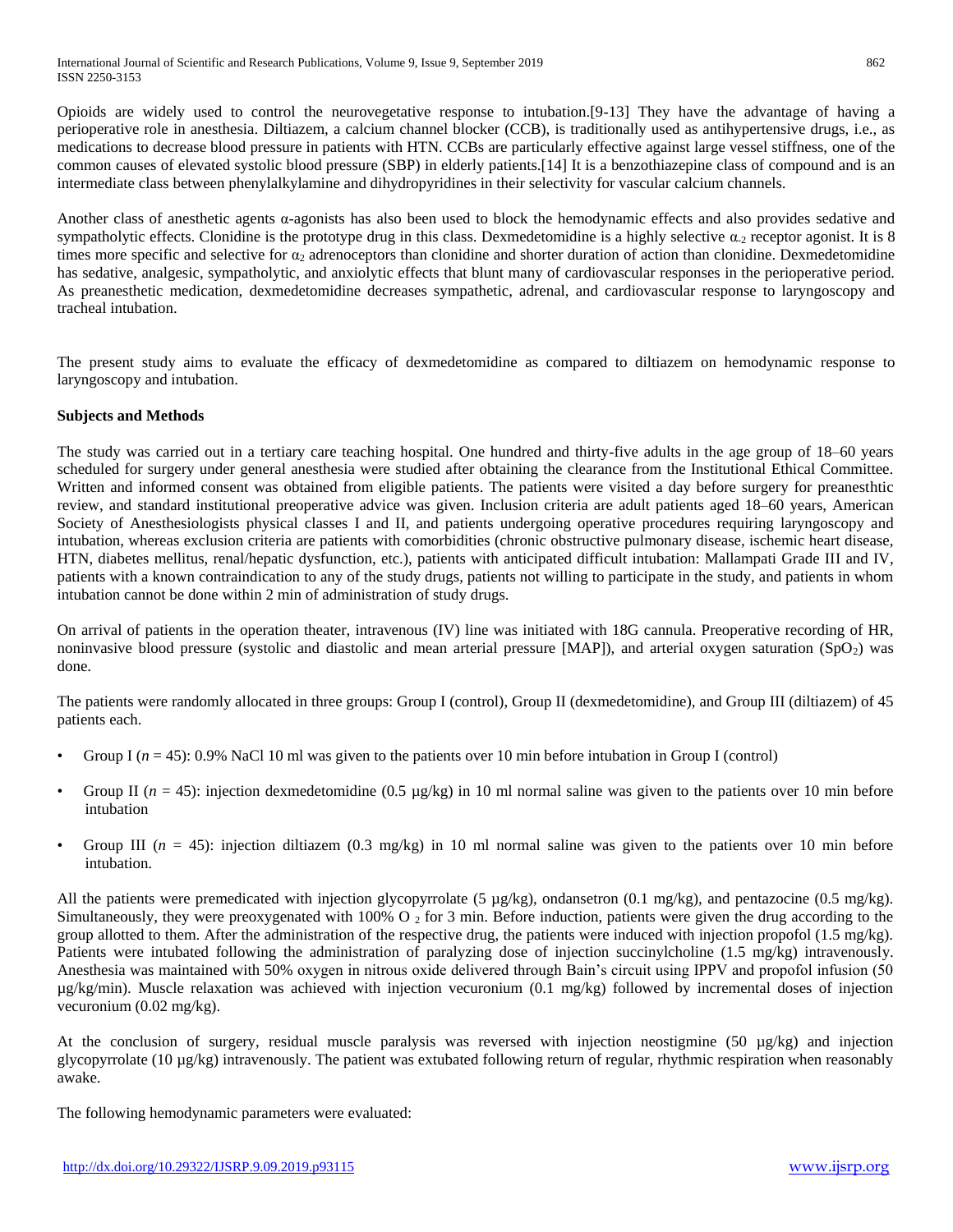Opioids are widely used to control the neurovegetative response to intubation.[9-13] They have the advantage of having a perioperative role in anesthesia. Diltiazem, a calcium channel blocker (CCB), is traditionally used as antihypertensive drugs, i.e., as medications to decrease blood pressure in patients with HTN. CCBs are particularly effective against large vessel stiffness, one of the common causes of elevated systolic blood pressure (SBP) in elderly patients.[14] It is a benzothiazepine class of compound and is an intermediate class between phenylalkylamine and dihydropyridines in their selectivity for vascular calcium channels.

Another class of anesthetic agents α-agonists has also been used to block the hemodynamic effects and also provides sedative and sympatholytic effects. Clonidine is the prototype drug in this class. Dexmedetomidine is a highly selective $\alpha_2$ receptor agonist. It is 8 times more specific and selective for $\alpha_2$ adrenoceptors than clonidine and shorter duration of action than clonidine. Dexmedetomidine has sedative, analgesic, sympatholytic, and anxiolytic effects that blunt many of cardiovascular responses in the perioperative period. As preanesthetic medication, dexmedetomidine decreases sympathetic, adrenal, and cardiovascular response to laryngoscopy and tracheal intubation.

The present study aims to evaluate the efficacy of dexmedetomidine as compared to diltiazem on hemodynamic response to laryngoscopy and intubation.

**Subjects and Methods**

The study was carried out in a tertiary care teaching hospital. One hundred and thirty-five adults in the age group of 18–60 years scheduled for surgery under general anesthesia were studied after obtaining the clearance from the Institutional Ethical Committee. Written and informed consent was obtained from eligible patients. The patients were visited a day before surgery for preanesthtic review, and standard institutional preoperative advice was given. Inclusion criteria are adult patients aged 18–60 years, American Society of Anesthesiologists physical classes I and II, and patients undergoing operative procedures requiring laryngoscopy and intubation, whereas exclusion criteria are patients with comorbidities (chronic obstructive pulmonary disease, ischemic heart disease, HTN, diabetes mellitus, renal/hepatic dysfunction, etc.), patients with anticipated difficult intubation: Mallampati Grade III and IV, patients with a known contraindication to any of the study drugs, patients not willing to participate in the study, and patients in whom intubation cannot be done within 2 min of administration of study drugs.

On arrival of patients in the operation theater, intravenous (IV) line was initiated with 18G cannula. Preoperative recording of HR, noninvasive blood pressure (systolic and diastolic and mean arterial pressure [MAP]), and arterial oxygen saturation ($SpO_2$) was done.

The patients were randomly allocated in three groups: Group I (control), Group II (dexmedetomidine), and Group III (diltiazem) of 45 patients each.

- Group I ($n$ = 45): 0.9% NaCl 10 ml was given to the patients over 10 min before intubation in Group I (control)
- Group II ($n$ = 45): injection dexmedetomidine (0.5 µg/kg) in 10 ml normal saline was given to the patients over 10 min before intubation
- Group III ($n$ = 45): injection diltiazem (0.3 mg/kg) in 10 ml normal saline was given to the patients over 10 min before intubation.

All the patients were premedicated with injection glycopyrrolate (5 µg/kg), ondansetron (0.1 mg/kg), and pentazocine (0.5 mg/kg). Simultaneously, they were preoxygenated with 100% $O_2$ for 3 min. Before induction, patients were given the drug according to the group allotted to them. After the administration of the respective drug, the patients were induced with injection propofol (1.5 mg/kg). Patients were intubated following the administration of paralyzing dose of injection succinylcholine (1.5 mg/kg) intravenously. Anesthesia was maintained with 50% oxygen in nitrous oxide delivered through Bain's circuit using IPPV and propofol infusion (50 µg/kg/min). Muscle relaxation was achieved with injection vecuronium (0.1 mg/kg) followed by incremental doses of injection vecuronium (0.02 mg/kg).

At the conclusion of surgery, residual muscle paralysis was reversed with injection neostigmine (50 µg/kg) and injection glycopyrrolate (10 µg/kg) intravenously. The patient was extubated following return of regular, rhythmic respiration when reasonably awake.

The following hemodynamic parameters were evaluated: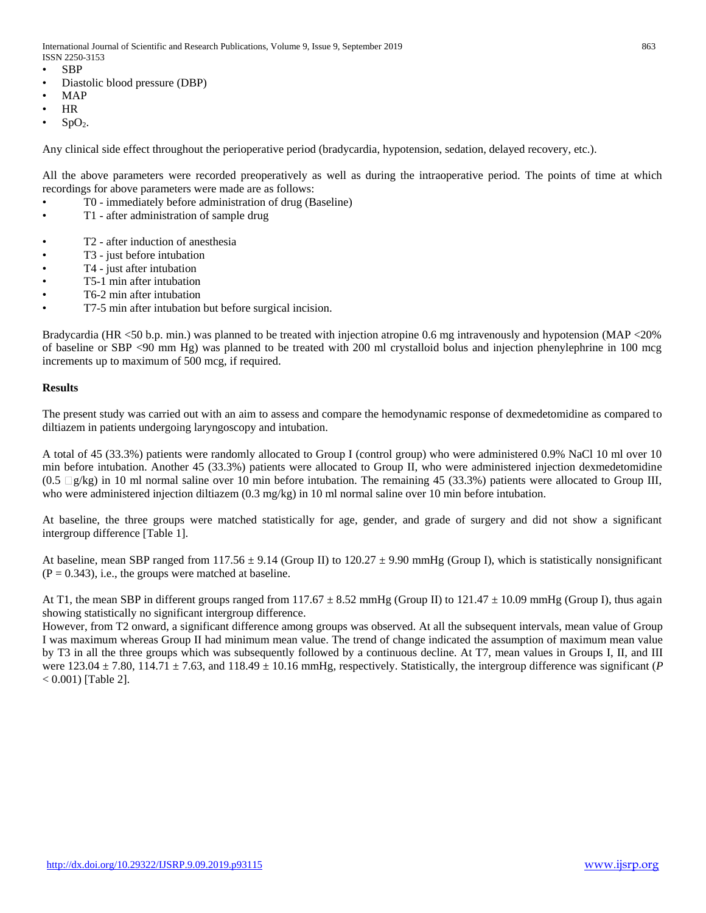- SBP
- Diastolic blood pressure (DBP)
- MAP
- HR
- $SpO_2$.

Any clinical side effect throughout the perioperative period (bradycardia, hypotension, sedation, delayed recovery, etc.).

All the above parameters were recorded preoperatively as well as during the intraoperative period. The points of time at which recordings for above parameters were made are as follows:

- T0 - immediately before administration of drug (Baseline)
- T1 - after administration of sample drug
- T2 - after induction of anesthesia
- T3 - just before intubation
- T4 - just after intubation
- T5-1 min after intubation
- T6-2 min after intubation
- T7-5 min after intubation but before surgical incision.

Bradycardia (HR <50 b.p. min.) was planned to be treated with injection atropine 0.6 mg intravenously and hypotension (MAP <20% of baseline or SBP <90 mm Hg) was planned to be treated with 200 ml crystalloid bolus and injection phenylephrine in 100 mcg increments up to maximum of 500 mcg, if required.

**Results**

The present study was carried out with an aim to assess and compare the hemodynamic response of dexmedetomidine as compared to diltiazem in patients undergoing laryngoscopy and intubation.

A total of 45 (33.3%) patients were randomly allocated to Group I (control group) who were administered 0.9% NaCl 10 ml over 10 min before intubation. Another 45 (33.3%) patients were allocated to Group II, who were administered injection dexmedetomidine (0.5 g/kg) in 10 ml normal saline over 10 min before intubation. The remaining 45 (33.3%) patients were allocated to Group III, who were administered injection diltiazem (0.3 mg/kg) in 10 ml normal saline over 10 min before intubation.

At baseline, the three groups were matched statistically for age, gender, and grade of surgery and did not show a significant intergroup difference [Table 1].

At baseline, mean SBP ranged from 117.56 ± 9.14 (Group II) to 120.27 ± 9.90 mmHg (Group I), which is statistically nonsignificant ($P = 0.343$), i.e., the groups were matched at baseline.

At T1, the mean SBP in different groups ranged from 117.67 ± 8.52 mmHg (Group II) to 121.47 ± 10.09 mmHg (Group I), thus again showing statistically no significant intergroup difference.

However, from T2 onward, a significant difference among groups was observed. At all the subsequent intervals, mean value of Group I was maximum whereas Group II had minimum mean value. The trend of change indicated the assumption of maximum mean value by T3 in all the three groups which was subsequently followed by a continuous decline. At T7, mean values in Groups I, II, and III were 123.04 ± 7.80, 114.71 ± 7.63, and 118.49 ± 10.16 mmHg, respectively. Statistically, the intergroup difference was significant ($P < 0.001$) [Table 2].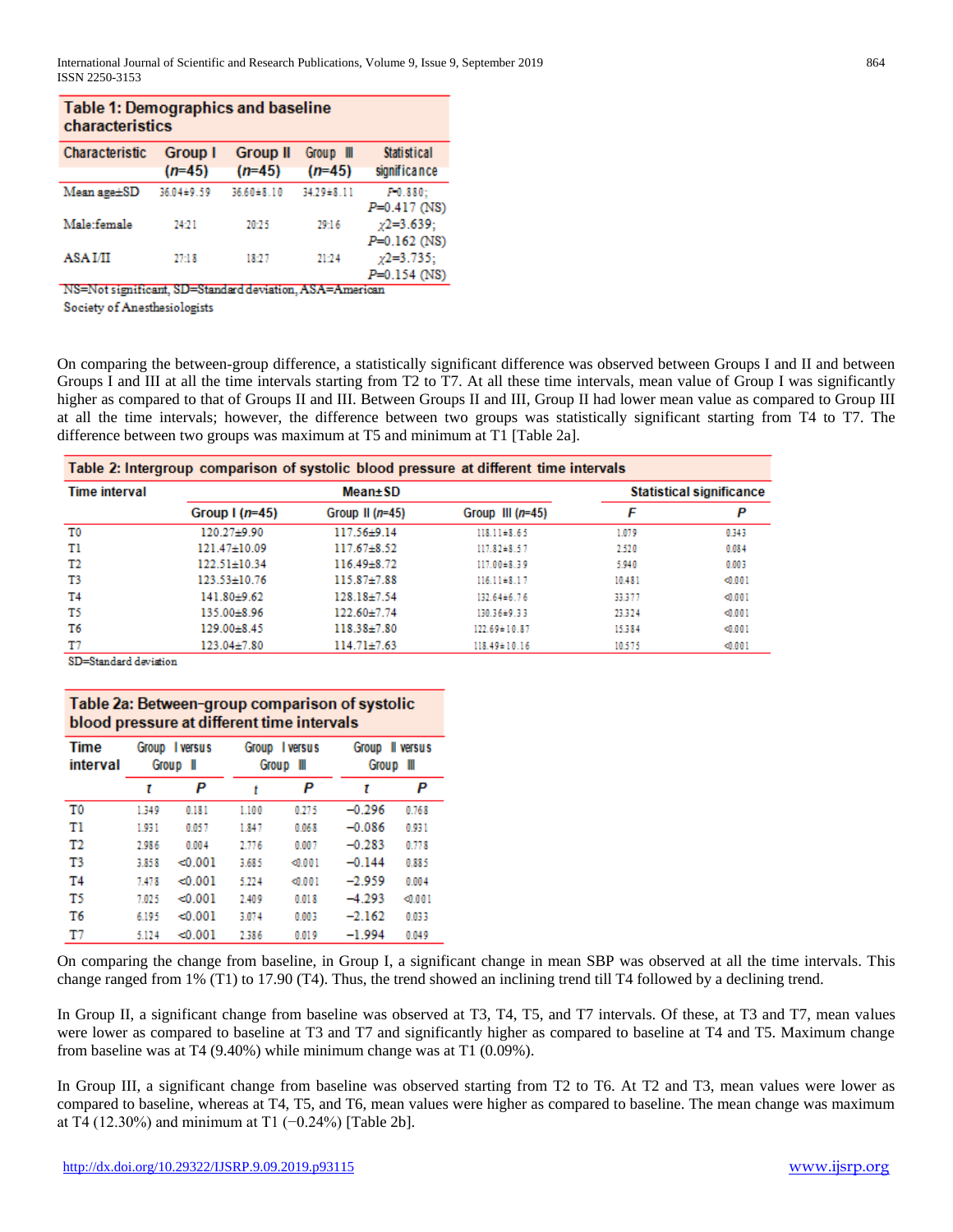**Table 1: Demographics and baseline characteristics**

| Characteristic | Group I (*n*=45) | Group II (*n*=45) | Group III (*n*=45) | Statistical significance |
|---|---|---|---|---|
| Mean age±SD | 36.04±9.59 | 36.60±8.10 | 34.29±8.11 | *F*=0.880; *P*=0.417 (NS) |
| Male:female | 24:21 | 20:25 | 29:16 | $\chi 2$=3.639; *P*=0.162 (NS) |
| ASA I/II | 27:18 | 18:27 | 21:24 | $\chi 2$=3.735; *P*=0.154 (NS) |

NS=Not significant, SD=Standard deviation, ASA=American Society of Anesthesiologists

On comparing the between-group difference, a statistically significant difference was observed between Groups I and II and between Groups I and III at all the time intervals starting from T2 to T7. At all these time intervals, mean value of Group I was significantly higher as compared to that of Groups II and III. Between Groups II and III, Group II had lower mean value as compared to Group III at all the time intervals; however, the difference between two groups was statistically significant starting from T4 to T7. The difference between two groups was maximum at T5 and minimum at T1 [Table 2a].

**Table 2: Intergroup comparison of systolic blood pressure at different time intervals**

| Time interval | Mean±SD | | | Statistical significance | |
|---|---|---|---|---|---|
| | Group I (*n*=45) | Group II (*n*=45) | Group III (*n*=45) | *F* | *P* |
| T0 | 120.27±9.90 | 117.56±9.14 | 118.11±8.65 | 1.079 | 0.343 |
| T1 | 121.47±10.09 | 117.67±8.52 | 117.82±8.57 | 2.520 | 0.084 |
| T2 | 122.51±10.34 | 116.49±8.72 | 117.00±8.39 | 5.940 | 0.003 |
| T3 | 123.53±10.76 | 115.87±7.88 | 116.11±8.17 | 10.481 | <0.001 |
| T4 | 141.80±9.62 | 128.18±7.54 | 132.64±6.76 | 33.377 | <0.001 |
| T5 | 135.00±8.96 | 122.60±7.74 | 130.36±9.33 | 23.324 | <0.001 |
| T6 | 129.00±8.45 | 118.38±7.80 | 122.69±10.87 | 15.384 | <0.001 |
| T7 | 123.04±7.80 | 114.71±7.63 | 118.49±10.16 | 10.575 | <0.001 |

SD=Standard deviation

**Table 2a: Between-group comparison of systolic blood pressure at different time intervals**

| Time interval | Group I versus Group II | | Group I versus Group III | | Group II versus Group III | |
|---|---|---|---|---|---|---|
| | *t* | *P* | *t* | *P* | *t* | *P* |
| T0 | 1.349 | 0.181 | 1.100 | 0.275 | −0.296 | 0.768 |
| T1 | 1.931 | 0.057 | 1.847 | 0.068 | −0.086 | 0.931 |
| T2 | 2.986 | 0.004 | 2.776 | 0.007 | −0.283 | 0.778 |
| T3 | 3.858 | <0.001 | 3.685 | <0.001 | −0.144 | 0.885 |
| T4 | 7.478 | <0.001 | 5.224 | <0.001 | −2.959 | 0.004 |
| T5 | 7.025 | <0.001 | 2.409 | 0.018 | −4.293 | <0.001 |
| T6 | 6.195 | <0.001 | 3.074 | 0.003 | −2.162 | 0.033 |
| T7 | 5.124 | <0.001 | 2.386 | 0.019 | −1.994 | 0.049 |

On comparing the change from baseline, in Group I, a significant change in mean SBP was observed at all the time intervals. This change ranged from 1% (T1) to 17.90 (T4). Thus, the trend showed an inclining trend till T4 followed by a declining trend.

In Group II, a significant change from baseline was observed at T3, T4, T5, and T7 intervals. Of these, at T3 and T7, mean values were lower as compared to baseline at T3 and T7 and significantly higher as compared to baseline at T4 and T5. Maximum change from baseline was at T4 (9.40%) while minimum change was at T1 (0.09%).

In Group III, a significant change from baseline was observed starting from T2 to T6. At T2 and T3, mean values were lower as compared to baseline, whereas at T4, T5, and T6, mean values were higher as compared to baseline. The mean change was maximum at T4 (12.30%) and minimum at T1 (−0.24%) [Table 2b].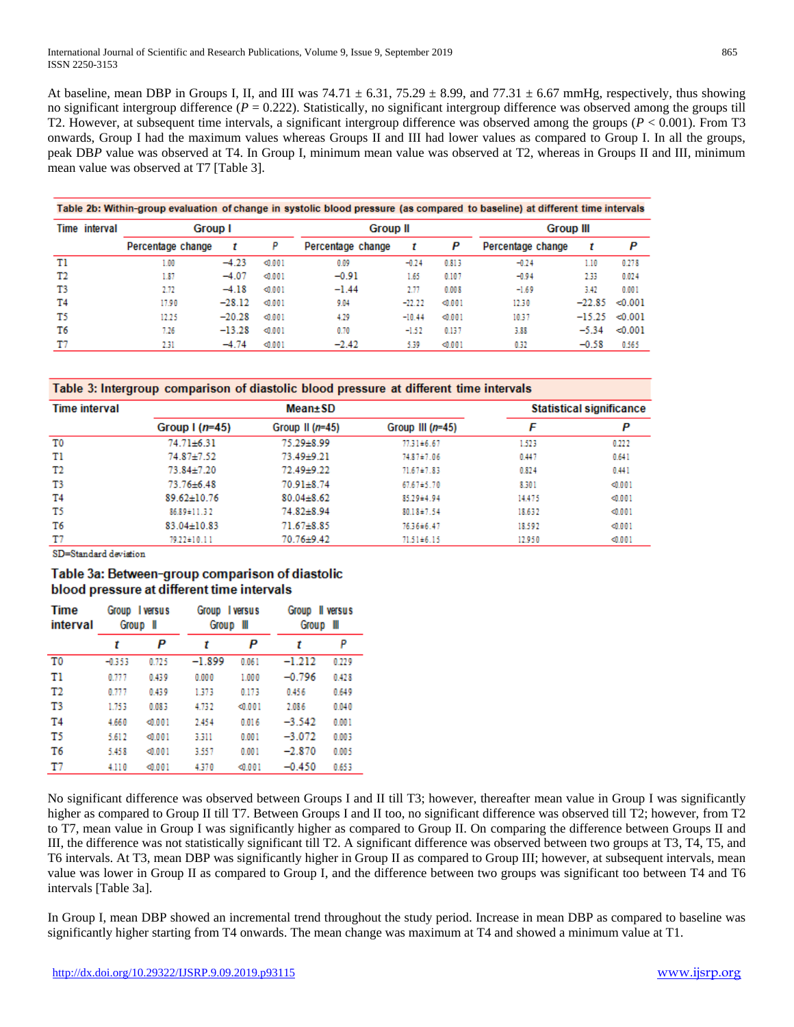At baseline, mean DBP in Groups I, II, and III was 74.71 ± 6.31, 75.29 ± 8.99, and 77.31 ± 6.67 mmHg, respectively, thus showing no significant intergroup difference ($P$ = 0.222). Statistically, no significant intergroup difference was observed among the groups till T2. However, at subsequent time intervals, a significant intergroup difference was observed among the groups ($P$ < 0.001). From T3 onwards, Group I had the maximum values whereas Groups II and III had lower values as compared to Group I. In all the groups, peak DB*P* value was observed at T4. In Group I, minimum mean value was observed at T2, whereas in Groups II and III, minimum mean value was observed at T7 [Table 3].

**Table 2b: Within-group evaluation of change in systolic blood pressure (as compared to baseline) at different time intervals**

| Time interval | Group I | | | Group II | | | Group III | | |
|---|---|---|---|---|---|---|---|---|---|
| | Percentage change | $t$ | $P$ | Percentage change | $t$ | $P$ | Percentage change | $t$ | $P$ |
| T1 | 1.00 | −4.23 | <0.001 | 0.09 | −0.24 | 0.813 | −0.24 | 1.10 | 0.278 |
| T2 | 1.87 | −4.07 | <0.001 | −0.91 | 1.65 | 0.107 | −0.94 | 2.33 | 0.024 |
| T3 | 2.72 | −4.18 | <0.001 | −1.44 | 2.77 | 0.008 | −1.69 | 3.42 | 0.001 |
| T4 | 17.90 | −28.12 | <0.001 | 9.04 | −22.22 | <0.001 | 12.30 | −22.85 | <0.001 |
| T5 | 12.25 | −20.28 | <0.001 | 4.29 | −10.44 | <0.001 | 10.37 | −15.25 | <0.001 |
| T6 | 7.26 | −13.28 | <0.001 | 0.70 | −1.52 | 0.137 | 3.88 | −5.34 | <0.001 |
| T7 | 2.31 | −4.74 | <0.001 | −2.42 | 5.39 | <0.001 | 0.32 | −0.58 | 0.565 |

**Table 3: Intergroup comparison of diastolic blood pressure at different time intervals**

| Time interval | Mean±SD | | | Statistical significance | |
|---|---|---|---|---|---|
| | Group I ($n$=45) | Group II ($n$=45) | Group III ($n$=45) | $F$ | $P$ |
| T0 | 74.71±6.31 | 75.29±8.99 | 77.31±6.67 | 1.523 | 0.222 |
| T1 | 74.87±7.52 | 73.49±9.21 | 74.87±7.06 | 0.447 | 0.641 |
| T2 | 73.84±7.20 | 72.49±9.22 | 71.67±7.83 | 0.824 | 0.441 |
| T3 | 73.76±6.48 | 70.91±8.74 | 67.67±5.70 | 8.301 | <0.001 |
| T4 | 89.62±10.76 | 80.04±8.62 | 85.29±4.94 | 14.475 | <0.001 |
| T5 | 86.89±11.32 | 74.82±8.94 | 80.18±7.54 | 18.632 | <0.001 |
| T6 | 83.04±10.83 | 71.67±8.85 | 76.36±6.47 | 18.592 | <0.001 |
| T7 | 79.22±10.11 | 70.76±9.42 | 71.51±6.15 | 12.950 | <0.001 |

SD=Standard deviation

**Table 3a: Between-group comparison of diastolic blood pressure at different time intervals**

| Time interval | Group I versus Group II | | Group I versus Group III | | Group II versus Group III | |
|---|---|---|---|---|---|---|
| | $t$ | $P$ | $t$ | $P$ | $t$ | $P$ |
| T0 | −0.353 | 0.725 | −1.899 | 0.061 | −1.212 | 0.229 |
| T1 | 0.777 | 0.439 | 0.000 | 1.000 | −0.796 | 0.428 |
| T2 | 0.777 | 0.439 | 1.373 | 0.173 | 0.456 | 0.649 |
| T3 | 1.753 | 0.083 | 4.732 | <0.001 | 2.086 | 0.040 |
| T4 | 4.660 | <0.001 | 2.454 | 0.016 | −3.542 | 0.001 |
| T5 | 5.612 | <0.001 | 3.311 | 0.001 | −3.072 | 0.003 |
| T6 | 5.458 | <0.001 | 3.557 | 0.001 | −2.870 | 0.005 |
| T7 | 4.110 | <0.001 | 4.370 | <0.001 | −0.450 | 0.653 |

No significant difference was observed between Groups I and II till T3; however, thereafter mean value in Group I was significantly higher as compared to Group II till T7. Between Groups I and II too, no significant difference was observed till T2; however, from T2 to T7, mean value in Group I was significantly higher as compared to Group II. On comparing the difference between Groups II and III, the difference was not statistically significant till T2. A significant difference was observed between two groups at T3, T4, T5, and T6 intervals. At T3, mean DBP was significantly higher in Group II as compared to Group III; however, at subsequent intervals, mean value was lower in Group II as compared to Group I, and the difference between two groups was significant too between T4 and T6 intervals [Table 3a].

In Group I, mean DBP showed an incremental trend throughout the study period. Increase in mean DBP as compared to baseline was significantly higher starting from T4 onwards. The mean change was maximum at T4 and showed a minimum value at T1.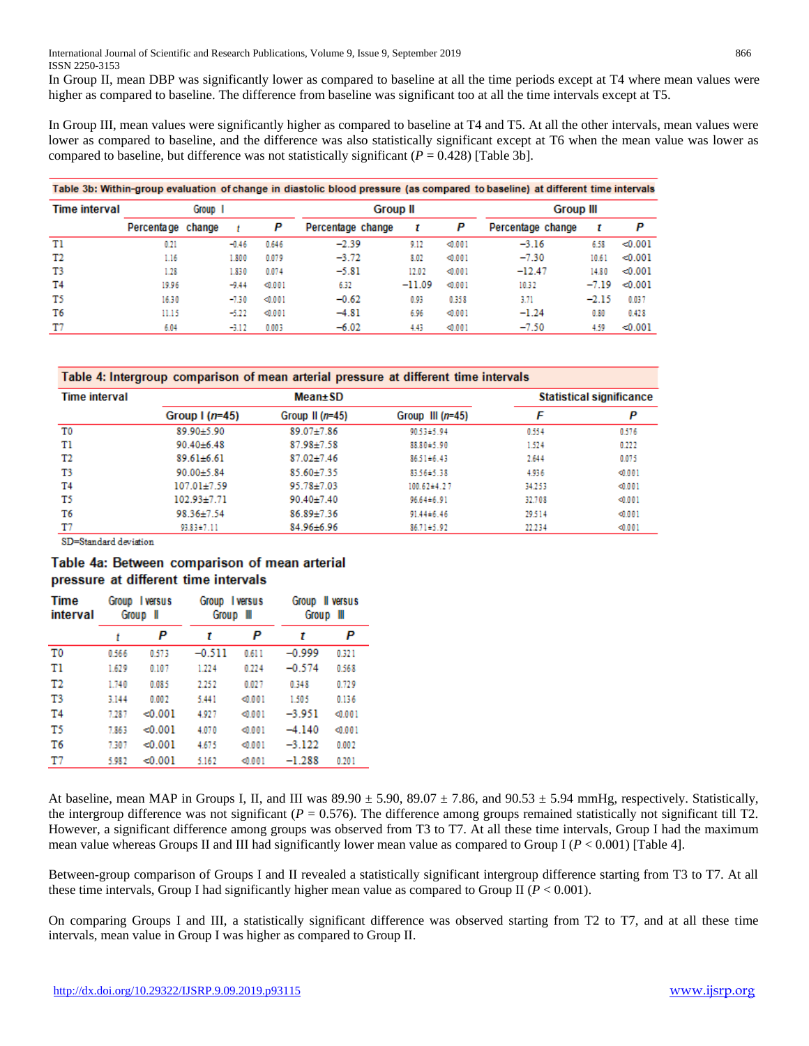In Group II, mean DBP was significantly lower as compared to baseline at all the time periods except at T4 where mean values were higher as compared to baseline. The difference from baseline was significant too at all the time intervals except at T5.

In Group III, mean values were significantly higher as compared to baseline at T4 and T5. At all the other intervals, mean values were lower as compared to baseline, and the difference was also statistically significant except at T6 when the mean value was lower as compared to baseline, but difference was not statistically significant ($P$ = 0.428) [Table 3b].

**Table 3b: Within-group evaluation of change in diastolic blood pressure (as compared to baseline) at different time intervals**

| Time interval | Group I | | | Group II | | | Group III | | |
|---|---|---|---|---|---|---|---|---|---|
| | Percentage change | t | P | Percentage change | t | P | Percentage change | t | P |
| T1 | 0.21 | −0.46 | 0.646 | −2.39 | 9.12 | <0.001 | −3.16 | 6.58 | <0.001 |
| T2 | 1.16 | 1.800 | 0.079 | −3.72 | 8.02 | <0.001 | −7.30 | 10.61 | <0.001 |
| T3 | 1.28 | 1.830 | 0.074 | −5.81 | 12.02 | <0.001 | −12.47 | 14.80 | <0.001 |
| T4 | 19.96 | −9.44 | <0.001 | 6.32 | −11.09 | <0.001 | 10.32 | −7.19 | <0.001 |
| T5 | 16.30 | −7.30 | <0.001 | −0.62 | 0.93 | 0.358 | 3.71 | −2.15 | 0.037 |
| T6 | 11.15 | −5.22 | <0.001 | −4.81 | 6.96 | <0.001 | −1.24 | 0.80 | 0.428 |
| T7 | 6.04 | −3.12 | 0.003 | −6.02 | 4.43 | <0.001 | −7.50 | 4.59 | <0.001 |

**Table 4: Intergroup comparison of mean arterial pressure at different time intervals**

| Time interval | Mean±SD | | | Statistical significance | |
|---|---|---|---|---|---|
| | Group I ($n$=45) | Group II ($n$=45) | Group III ($n$=45) | F | P |
| T0 | 89.90±5.90 | 89.07±7.86 | 90.53±5.94 | 0.554 | 0.576 |
| T1 | 90.40±6.48 | 87.98±7.58 | 88.80±5.90 | 1.524 | 0.222 |
| T2 | 89.61±6.61 | 87.02±7.46 | 86.51±6.43 | 2.644 | 0.075 |
| T3 | 90.00±5.84 | 85.60±7.35 | 83.56±5.38 | 4.936 | <0.001 |
| T4 | 107.01±7.59 | 95.78±7.03 | 100.62±4.27 | 34.253 | <0.001 |
| T5 | 102.93±7.71 | 90.40±7.40 | 96.64±6.91 | 32.708 | <0.001 |
| T6 | 98.36±7.54 | 86.89±7.36 | 91.44±6.46 | 29.514 | <0.001 |
| T7 | 93.83±7.11 | 84.96±6.96 | 86.71±5.92 | 22.234 | <0.001 |

SD=Standard deviation

**Table 4a: Between comparison of mean arterial pressure at different time intervals**

| Time interval | Group I versus Group II | | Group I versus Group III | | Group II versus Group III | |
|---|---|---|---|---|---|---|
| | t | P | t | P | t | P |
| T0 | 0.566 | 0.573 | −0.511 | 0.611 | −0.999 | 0.321 |
| T1 | 1.629 | 0.107 | 1.224 | 0.224 | −0.574 | 0.568 |
| T2 | 1.740 | 0.085 | 2.252 | 0.027 | 0.348 | 0.729 |
| T3 | 3.144 | 0.002 | 5.441 | <0.001 | 1.505 | 0.136 |
| T4 | 7.287 | <0.001 | 4.927 | <0.001 | −3.951 | <0.001 |
| T5 | 7.863 | <0.001 | 4.070 | <0.001 | −4.140 | <0.001 |
| T6 | 7.307 | <0.001 | 4.675 | <0.001 | −3.122 | 0.002 |
| T7 | 5.982 | <0.001 | 5.162 | <0.001 | −1.288 | 0.201 |

At baseline, mean MAP in Groups I, II, and III was 89.90 ± 5.90, 89.07 ± 7.86, and 90.53 ± 5.94 mmHg, respectively. Statistically, the intergroup difference was not significant ($P$ = 0.576). The difference among groups remained statistically not significant till T2. However, a significant difference among groups was observed from T3 to T7. At all these time intervals, Group I had the maximum mean value whereas Groups II and III had significantly lower mean value as compared to Group I ($P$ < 0.001) [Table 4].

Between-group comparison of Groups I and II revealed a statistically significant intergroup difference starting from T3 to T7. At all these time intervals, Group I had significantly higher mean value as compared to Group II ($P$ < 0.001).

On comparing Groups I and III, a statistically significant difference was observed starting from T2 to T7, and at all these time intervals, mean value in Group I was higher as compared to Group II.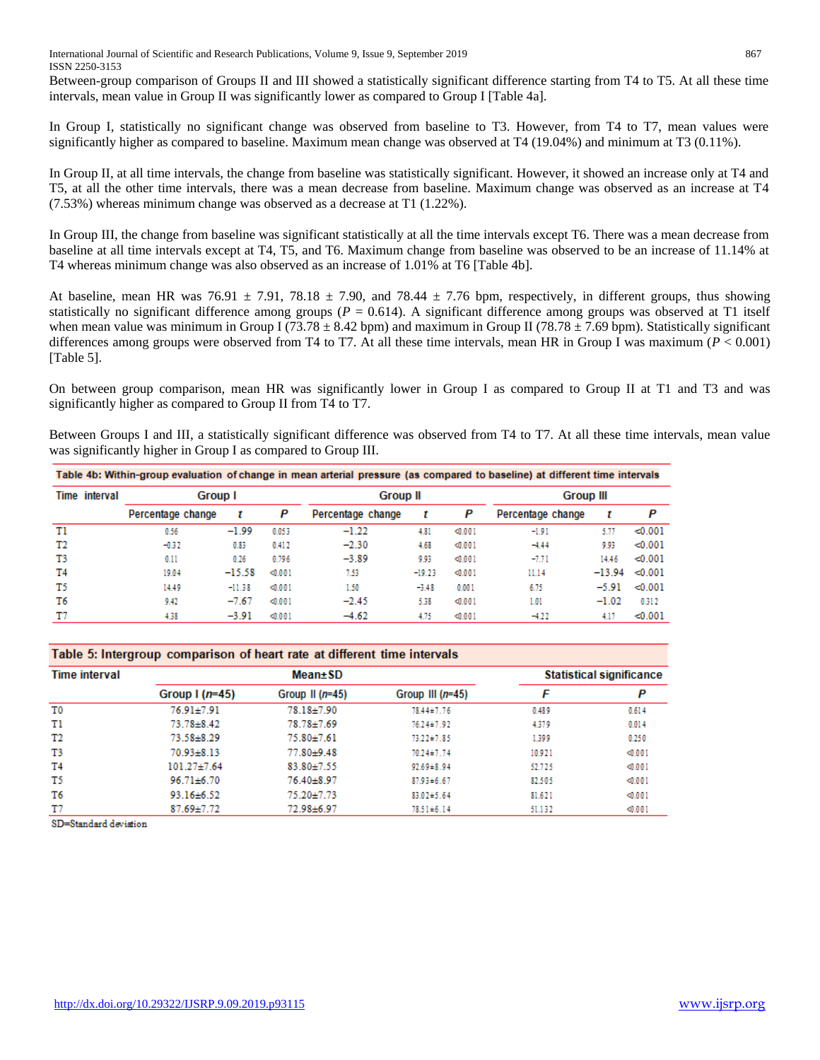Between-group comparison of Groups II and III showed a statistically significant difference starting from T4 to T5. At all these time intervals, mean value in Group II was significantly lower as compared to Group I [Table 4a].

In Group I, statistically no significant change was observed from baseline to T3. However, from T4 to T7, mean values were significantly higher as compared to baseline. Maximum mean change was observed at T4 (19.04%) and minimum at T3 (0.11%).

In Group II, at all time intervals, the change from baseline was statistically significant. However, it showed an increase only at T4 and T5, at all the other time intervals, there was a mean decrease from baseline. Maximum change was observed as an increase at T4 (7.53%) whereas minimum change was observed as a decrease at T1 (1.22%).

In Group III, the change from baseline was significant statistically at all the time intervals except T6. There was a mean decrease from baseline at all time intervals except at T4, T5, and T6. Maximum change from baseline was observed to be an increase of 11.14% at T4 whereas minimum change was also observed as an increase of 1.01% at T6 [Table 4b].

At baseline, mean HR was 76.91 ± 7.91, 78.18 ± 7.90, and 78.44 ± 7.76 bpm, respectively, in different groups, thus showing statistically no significant difference among groups ($P$ = 0.614). A significant difference among groups was observed at T1 itself when mean value was minimum in Group I (73.78 ± 8.42 bpm) and maximum in Group II (78.78 ± 7.69 bpm). Statistically significant differences among groups were observed from T4 to T7. At all these time intervals, mean HR in Group I was maximum ($P$ < 0.001) [Table 5].

On between group comparison, mean HR was significantly lower in Group I as compared to Group II at T1 and T3 and was significantly higher as compared to Group II from T4 to T7.

Between Groups I and III, a statistically significant difference was observed from T4 to T7. At all these time intervals, mean value was significantly higher in Group I as compared to Group III.

**Table 4b: Within-group evaluation of change in mean arterial pressure (as compared to baseline) at different time intervals**

| Time interval | Group I | | | Group II | | | Group III | | |
|---|---|---|---|---|---|---|---|---|---|
| | Percentage change | $t$ | $P$ | Percentage change | $t$ | $P$ | Percentage change | $t$ | $P$ |
| T1 | 0.56 | −1.99 | 0.053 | −1.22 | 4.81 | <0.001 | −1.91 | 5.77 | <0.001 |
| T2 | −0.32 | 0.83 | 0.412 | −2.30 | 4.68 | <0.001 | −4.44 | 9.93 | <0.001 |
| T3 | 0.11 | 0.26 | 0.796 | −3.89 | 9.93 | <0.001 | −7.71 | 14.46 | <0.001 |
| T4 | 19.04 | −15.58 | <0.001 | 7.53 | −19.23 | <0.001 | 11.14 | −13.94 | <0.001 |
| T5 | 14.49 | −11.38 | <0.001 | 1.50 | −3.48 | 0.001 | 6.75 | −5.91 | <0.001 |
| T6 | 9.42 | −7.67 | <0.001 | −2.45 | 5.38 | <0.001 | 1.01 | −1.02 | 0.312 |
| T7 | 4.38 | −3.91 | <0.001 | −4.62 | 4.75 | <0.001 | −4.22 | 4.17 | <0.001 |

**Table 5: Intergroup comparison of heart rate at different time intervals**

| Time interval | Mean±SD | | | Statistical significance | |
|---|---|---|---|---|---|
| | Group I ($n$=45) | Group II ($n$=45) | Group III ($n$=45) | $F$ | $P$ |
| T0 | 76.91±7.91 | 78.18±7.90 | 78.44±7.76 | 0.489 | 0.614 |
| T1 | 73.78±8.42 | 78.78±7.69 | 76.24±7.92 | 4.379 | 0.014 |
| T2 | 73.58±8.29 | 75.80±7.61 | 73.22±7.85 | 1.399 | 0.250 |
| T3 | 70.93±8.13 | 77.80±9.48 | 70.24±7.74 | 10.921 | <0.001 |
| T4 | 101.27±7.64 | 83.80±7.55 | 92.69±8.94 | 52.725 | <0.001 |
| T5 | 96.71±6.70 | 76.40±8.97 | 87.93±6.67 | 82.505 | <0.001 |
| T6 | 93.16±6.52 | 75.20±7.73 | 83.02±5.64 | 81.621 | <0.001 |
| T7 | 87.69±7.72 | 72.98±6.97 | 78.51±6.14 | 51.132 | <0.001 |

SD=Standard deviation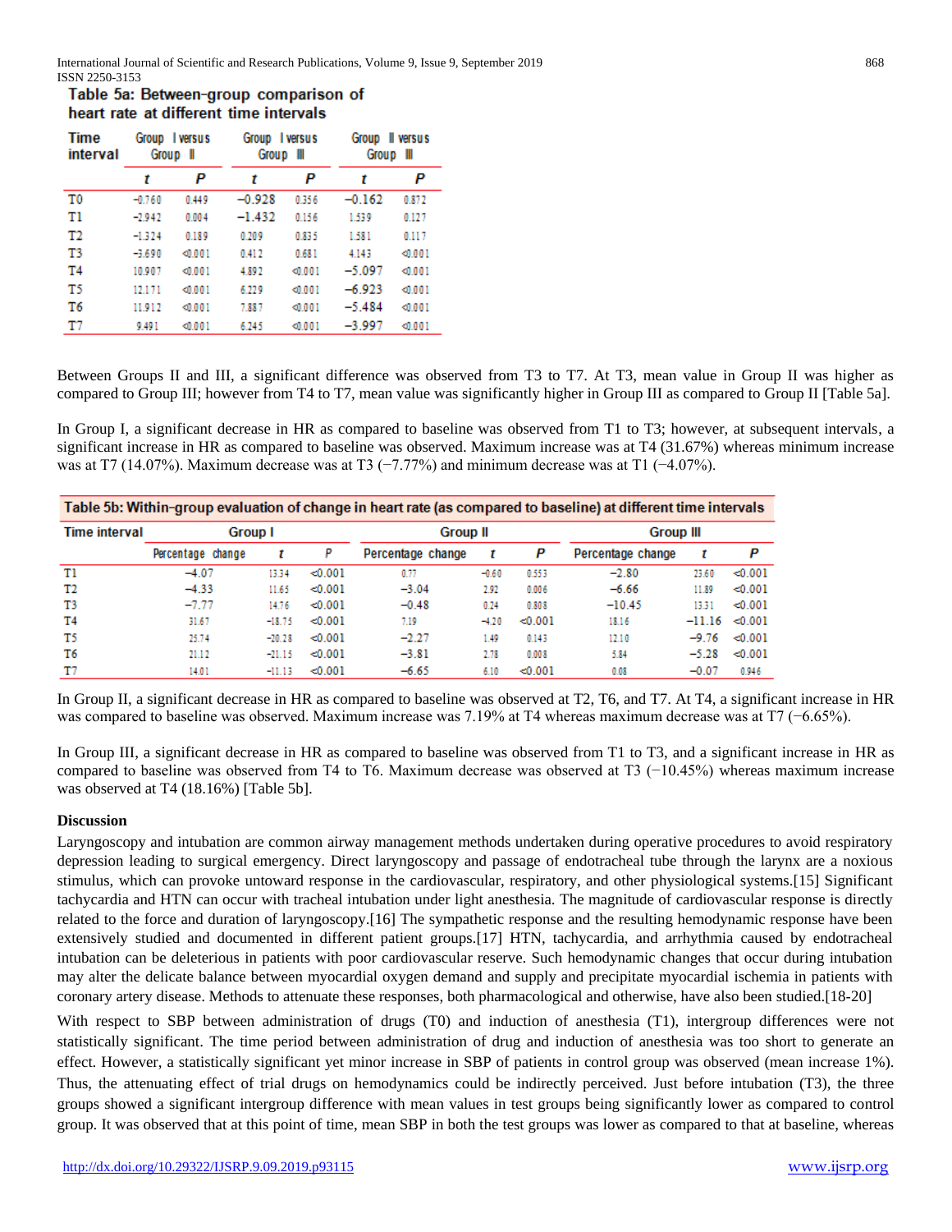**Table 5a: Between-group comparison of heart rate at different time intervals**

| Time interval | Group I versus Group II | | Group I versus Group III | | Group II versus Group III | |
|---|---|---|---|---|---|---|
| | *t* | *P* | *t* | *P* | *t* | *P* |
| T0 | −0.760 | 0.449 | −0.928 | 0.356 | −0.162 | 0.872 |
| T1 | −2.942 | 0.004 | −1.432 | 0.156 | 1.539 | 0.127 |
| T2 | −1.324 | 0.189 | 0.209 | 0.835 | 1.581 | 0.117 |
| T3 | −3.690 | <0.001 | 0.412 | 0.681 | 4.143 | <0.001 |
| T4 | 10.907 | <0.001 | 4.892 | <0.001 | −5.097 | <0.001 |
| T5 | 12.171 | <0.001 | 6.229 | <0.001 | −6.923 | <0.001 |
| T6 | 11.912 | <0.001 | 7.887 | <0.001 | −5.484 | <0.001 |
| T7 | 9.491 | <0.001 | 6.245 | <0.001 | −3.997 | <0.001 |

Between Groups II and III, a significant difference was observed from T3 to T7. At T3, mean value in Group II was higher as compared to Group III; however from T4 to T7, mean value was significantly higher in Group III as compared to Group II [Table 5a].

In Group I, a significant decrease in HR as compared to baseline was observed from T1 to T3; however, at subsequent intervals, a significant increase in HR as compared to baseline was observed. Maximum increase was at T4 (31.67%) whereas minimum increase was at T7 (14.07%). Maximum decrease was at T3 (−7.77%) and minimum decrease was at T1 (−4.07%).

**Table 5b: Within-group evaluation of change in heart rate (as compared to baseline) at different time intervals**

| Time interval | Group I | | | Group II | | | Group III | | |
|---|---|---|---|---|---|---|---|---|---|
| | Percentage change | *t* | *P* | Percentage change | *t* | *P* | Percentage change | *t* | *P* |
| T1 | −4.07 | 13.34 | <0.001 | 0.77 | −0.60 | 0.553 | −2.80 | 23.60 | <0.001 |
| T2 | −4.33 | 11.65 | <0.001 | −3.04 | 2.92 | 0.006 | −6.66 | 11.89 | <0.001 |
| T3 | −7.77 | 14.76 | <0.001 | −0.48 | 0.24 | 0.808 | −10.45 | 13.31 | <0.001 |
| T4 | 31.67 | −18.75 | <0.001 | 7.19 | −4.20 | <0.001 | 18.16 | −11.16 | <0.001 |
| T5 | 25.74 | −20.28 | <0.001 | −2.27 | 1.49 | 0.143 | 12.10 | −9.76 | <0.001 |
| T6 | 21.12 | −21.15 | <0.001 | −3.81 | 2.78 | 0.008 | 5.84 | −5.28 | <0.001 |
| T7 | 14.01 | −11.13 | <0.001 | −6.65 | 6.10 | <0.001 | 0.08 | −0.07 | 0.946 |

In Group II, a significant decrease in HR as compared to baseline was observed at T2, T6, and T7. At T4, a significant increase in HR was compared to baseline was observed. Maximum increase was 7.19% at T4 whereas maximum decrease was at T7 (−6.65%).

In Group III, a significant decrease in HR as compared to baseline was observed from T1 to T3, and a significant increase in HR as compared to baseline was observed from T4 to T6. Maximum decrease was observed at T3 (−10.45%) whereas maximum increase was observed at T4 (18.16%) [Table 5b].

## Discussion

Laryngoscopy and intubation are common airway management methods undertaken during operative procedures to avoid respiratory depression leading to surgical emergency. Direct laryngoscopy and passage of endotracheal tube through the larynx are a noxious stimulus, which can provoke untoward response in the cardiovascular, respiratory, and other physiological systems.[15] Significant tachycardia and HTN can occur with tracheal intubation under light anesthesia. The magnitude of cardiovascular response is directly related to the force and duration of laryngoscopy.[16] The sympathetic response and the resulting hemodynamic response have been extensively studied and documented in different patient groups.[17] HTN, tachycardia, and arrhythmia caused by endotracheal intubation can be deleterious in patients with poor cardiovascular reserve. Such hemodynamic changes that occur during intubation may alter the delicate balance between myocardial oxygen demand and supply and precipitate myocardial ischemia in patients with coronary artery disease. Methods to attenuate these responses, both pharmacological and otherwise, have also been studied.[18-20]

With respect to SBP between administration of drugs (T0) and induction of anesthesia (T1), intergroup differences were not statistically significant. The time period between administration of drug and induction of anesthesia was too short to generate an effect. However, a statistically significant yet minor increase in SBP of patients in control group was observed (mean increase 1%). Thus, the attenuating effect of trial drugs on hemodynamics could be indirectly perceived. Just before intubation (T3), the three groups showed a significant intergroup difference with mean values in test groups being significantly lower as compared to control group. It was observed that at this point of time, mean SBP in both the test groups was lower as compared to that at baseline, whereas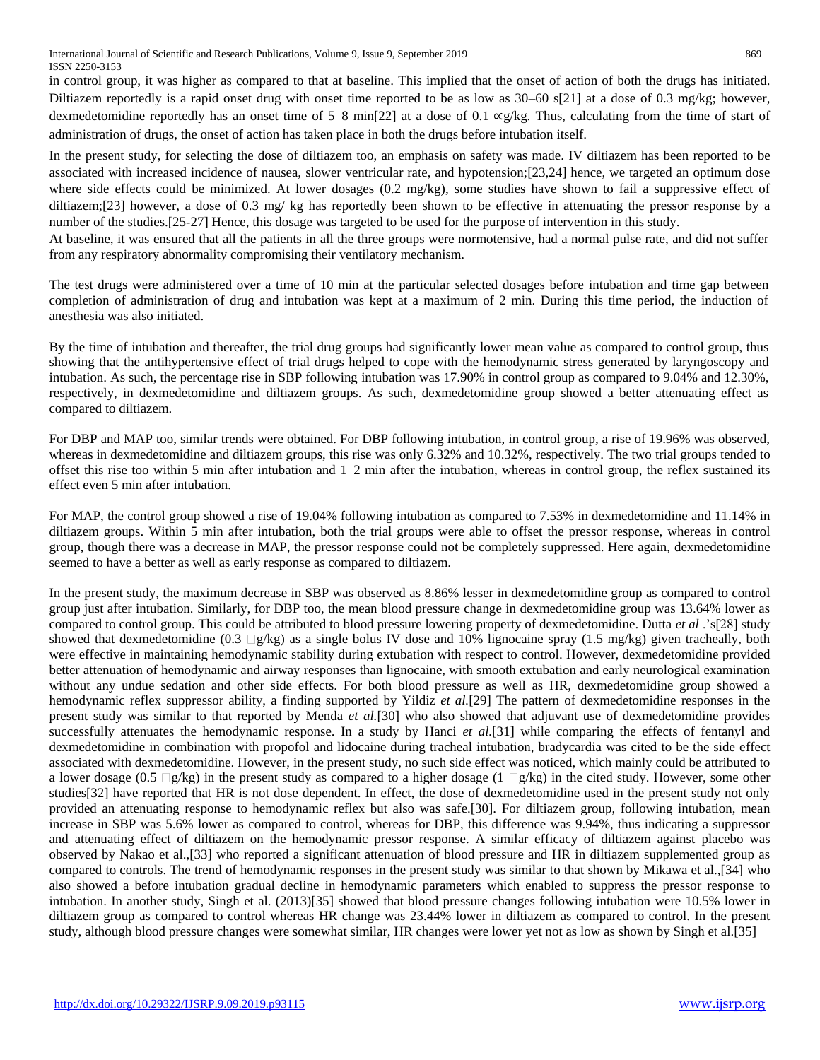in control group, it was higher as compared to that at baseline. This implied that the onset of action of both the drugs has initiated. Diltiazem reportedly is a rapid onset drug with onset time reported to be as low as 30–60 s[21] at a dose of 0.3 mg/kg; however, dexmedetomidine reportedly has an onset time of 5–8 min[22] at a dose of 0.1 ∝g/kg. Thus, calculating from the time of start of administration of drugs, the onset of action has taken place in both the drugs before intubation itself.

In the present study, for selecting the dose of diltiazem too, an emphasis on safety was made. IV diltiazem has been reported to be associated with increased incidence of nausea, slower ventricular rate, and hypotension;[23,24] hence, we targeted an optimum dose where side effects could be minimized. At lower dosages (0.2 mg/kg), some studies have shown to fail a suppressive effect of diltiazem;[23] however, a dose of 0.3 mg/ kg has reportedly been shown to be effective in attenuating the pressor response by a number of the studies.[25-27] Hence, this dosage was targeted to be used for the purpose of intervention in this study.

At baseline, it was ensured that all the patients in all the three groups were normotensive, had a normal pulse rate, and did not suffer from any respiratory abnormality compromising their ventilatory mechanism.

The test drugs were administered over a time of 10 min at the particular selected dosages before intubation and time gap between completion of administration of drug and intubation was kept at a maximum of 2 min. During this time period, the induction of anesthesia was also initiated.

By the time of intubation and thereafter, the trial drug groups had significantly lower mean value as compared to control group, thus showing that the antihypertensive effect of trial drugs helped to cope with the hemodynamic stress generated by laryngoscopy and intubation. As such, the percentage rise in SBP following intubation was 17.90% in control group as compared to 9.04% and 12.30%, respectively, in dexmedetomidine and diltiazem groups. As such, dexmedetomidine group showed a better attenuating effect as compared to diltiazem.

For DBP and MAP too, similar trends were obtained. For DBP following intubation, in control group, a rise of 19.96% was observed, whereas in dexmedetomidine and diltiazem groups, this rise was only 6.32% and 10.32%, respectively. The two trial groups tended to offset this rise too within 5 min after intubation and 1–2 min after the intubation, whereas in control group, the reflex sustained its effect even 5 min after intubation.

For MAP, the control group showed a rise of 19.04% following intubation as compared to 7.53% in dexmedetomidine and 11.14% in diltiazem groups. Within 5 min after intubation, both the trial groups were able to offset the pressor response, whereas in control group, though there was a decrease in MAP, the pressor response could not be completely suppressed. Here again, dexmedetomidine seemed to have a better as well as early response as compared to diltiazem.

In the present study, the maximum decrease in SBP was observed as 8.86% lesser in dexmedetomidine group as compared to control group just after intubation. Similarly, for DBP too, the mean blood pressure change in dexmedetomidine group was 13.64% lower as compared to control group. This could be attributed to blood pressure lowering property of dexmedetomidine. Dutta *et al* .'s[28] study showed that dexmedetomidine (0.3 g/kg) as a single bolus IV dose and 10% lignocaine spray (1.5 mg/kg) given tracheally, both were effective in maintaining hemodynamic stability during extubation with respect to control. However, dexmedetomidine provided better attenuation of hemodynamic and airway responses than lignocaine, with smooth extubation and early neurological examination without any undue sedation and other side effects. For both blood pressure as well as HR, dexmedetomidine group showed a hemodynamic reflex suppressor ability, a finding supported by Yildiz *et al.*[29] The pattern of dexmedetomidine responses in the present study was similar to that reported by Menda *et al.*[30] who also showed that adjuvant use of dexmedetomidine provides successfully attenuates the hemodynamic response. In a study by Hanci *et al.*[31] while comparing the effects of fentanyl and dexmedetomidine in combination with propofol and lidocaine during tracheal intubation, bradycardia was cited to be the side effect associated with dexmedetomidine. However, in the present study, no such side effect was noticed, which mainly could be attributed to a lower dosage (0.5 g/kg) in the present study as compared to a higher dosage (1 g/kg) in the cited study. However, some other studies[32] have reported that HR is not dose dependent. In effect, the dose of dexmedetomidine used in the present study not only provided an attenuating response to hemodynamic reflex but also was safe.[30]. For diltiazem group, following intubation, mean increase in SBP was 5.6% lower as compared to control, whereas for DBP, this difference was 9.94%, thus indicating a suppressor and attenuating effect of diltiazem on the hemodynamic pressor response. A similar efficacy of diltiazem against placebo was observed by Nakao et al.,[33] who reported a significant attenuation of blood pressure and HR in diltiazem supplemented group as compared to controls. The trend of hemodynamic responses in the present study was similar to that shown by Mikawa et al.,[34] who also showed a before intubation gradual decline in hemodynamic parameters which enabled to suppress the pressor response to intubation. In another study, Singh et al. (2013)[35] showed that blood pressure changes following intubation were 10.5% lower in diltiazem group as compared to control whereas HR change was 23.44% lower in diltiazem as compared to control. In the present study, although blood pressure changes were somewhat similar, HR changes were lower yet not as low as shown by Singh et al.[35]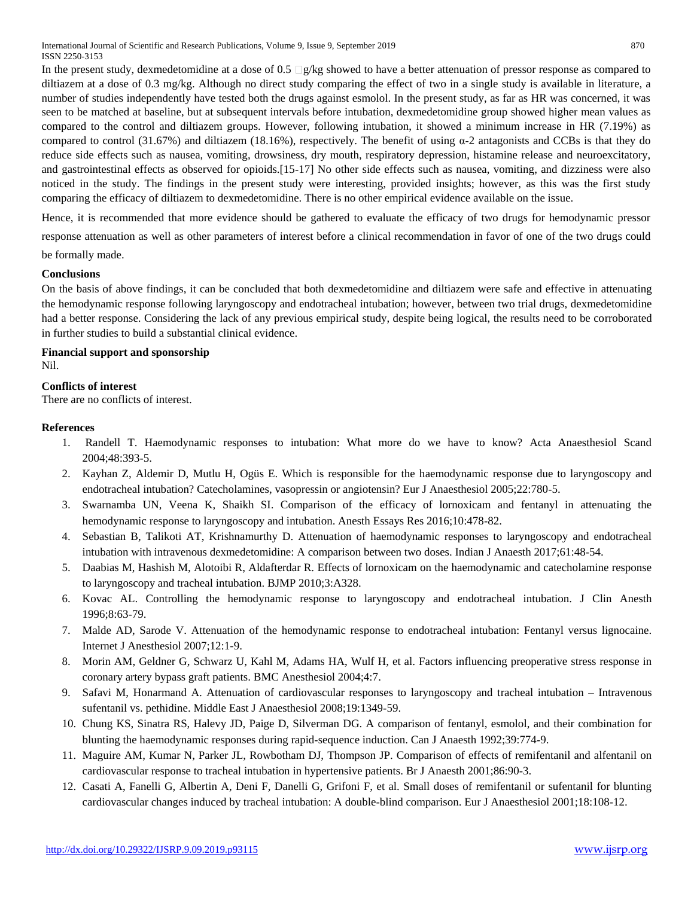In the present study, dexmedetomidine at a dose of 0.5 □g/kg showed to have a better attenuation of pressor response as compared to diltiazem at a dose of 0.3 mg/kg. Although no direct study comparing the effect of two in a single study is available in literature, a number of studies independently have tested both the drugs against esmolol. In the present study, as far as HR was concerned, it was seen to be matched at baseline, but at subsequent intervals before intubation, dexmedetomidine group showed higher mean values as compared to the control and diltiazem groups. However, following intubation, it showed a minimum increase in HR (7.19%) as compared to control (31.67%) and diltiazem (18.16%), respectively. The benefit of using α-2 antagonists and CCBs is that they do reduce side effects such as nausea, vomiting, drowsiness, dry mouth, respiratory depression, histamine release and neuroexcitatory, and gastrointestinal effects as observed for opioids.[15-17] No other side effects such as nausea, vomiting, and dizziness were also noticed in the study. The findings in the present study were interesting, provided insights; however, as this was the first study comparing the efficacy of diltiazem to dexmedetomidine. There is no other empirical evidence available on the issue.

Hence, it is recommended that more evidence should be gathered to evaluate the efficacy of two drugs for hemodynamic pressor response attenuation as well as other parameters of interest before a clinical recommendation in favor of one of the two drugs could be formally made.

## Conclusions

On the basis of above findings, it can be concluded that both dexmedetomidine and diltiazem were safe and effective in attenuating the hemodynamic response following laryngoscopy and endotracheal intubation; however, between two trial drugs, dexmedetomidine had a better response. Considering the lack of any previous empirical study, despite being logical, the results need to be corroborated in further studies to build a substantial clinical evidence.

**Financial support and sponsorship**

Nil.

**Conflicts of interest**

There are no conflicts of interest.

## References

1. Randell T. Haemodynamic responses to intubation: What more do we have to know? Acta Anaesthesiol Scand 2004;48:393-5.
2. Kayhan Z, Aldemir D, Mutlu H, Ogüs E. Which is responsible for the haemodynamic response due to laryngoscopy and endotracheal intubation? Catecholamines, vasopressin or angiotensin? Eur J Anaesthesiol 2005;22:780-5.
3. Swarnamba UN, Veena K, Shaikh SI. Comparison of the efficacy of lornoxicam and fentanyl in attenuating the hemodynamic response to laryngoscopy and intubation. Anesth Essays Res 2016;10:478-82.
4. Sebastian B, Talikoti AT, Krishnamurthy D. Attenuation of haemodynamic responses to laryngoscopy and endotracheal intubation with intravenous dexmedetomidine: A comparison between two doses. Indian J Anaesth 2017;61:48-54.
5. Daabias M, Hashish M, Alotoibi R, Aldafterdar R. Effects of lornoxicam on the haemodynamic and catecholamine response to laryngoscopy and tracheal intubation. BJMP 2010;3:A328.
6. Kovac AL. Controlling the hemodynamic response to laryngoscopy and endotracheal intubation. J Clin Anesth 1996;8:63-79.
7. Malde AD, Sarode V. Attenuation of the hemodynamic response to endotracheal intubation: Fentanyl versus lignocaine. Internet J Anesthesiol 2007;12:1-9.
8. Morin AM, Geldner G, Schwarz U, Kahl M, Adams HA, Wulf H, et al. Factors influencing preoperative stress response in coronary artery bypass graft patients. BMC Anesthesiol 2004;4:7.
9. Safavi M, Honarmand A. Attenuation of cardiovascular responses to laryngoscopy and tracheal intubation – Intravenous sufentanil vs. pethidine. Middle East J Anaesthesiol 2008;19:1349-59.
10. Chung KS, Sinatra RS, Halevy JD, Paige D, Silverman DG. A comparison of fentanyl, esmolol, and their combination for blunting the haemodynamic responses during rapid-sequence induction. Can J Anaesth 1992;39:774-9.
11. Maguire AM, Kumar N, Parker JL, Rowbotham DJ, Thompson JP. Comparison of effects of remifentanil and alfentanil on cardiovascular response to tracheal intubation in hypertensive patients. Br J Anaesth 2001;86:90-3.
12. Casati A, Fanelli G, Albertin A, Deni F, Danelli G, Grifoni F, et al. Small doses of remifentanil or sufentanil for blunting cardiovascular changes induced by tracheal intubation: A double-blind comparison. Eur J Anaesthesiol 2001;18:108-12.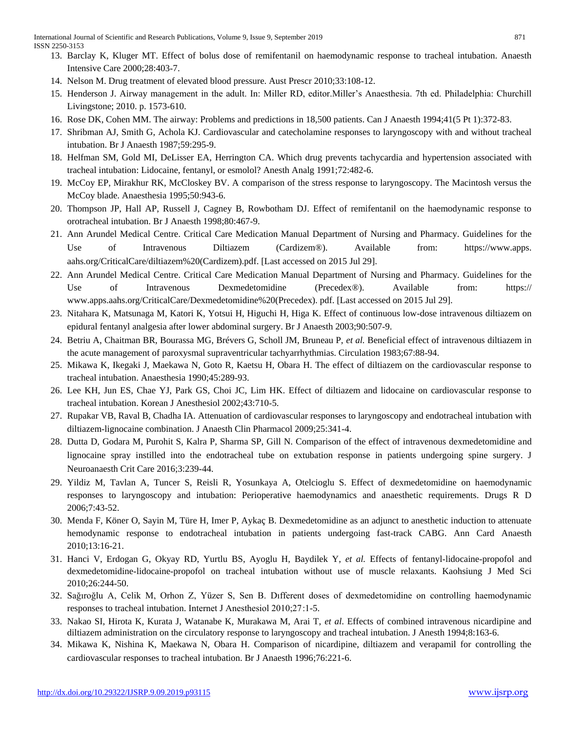13. Barclay K, Kluger MT. Effect of bolus dose of remifentanil on haemodynamic response to tracheal intubation. Anaesth Intensive Care 2000;28:403-7.
14. Nelson M. Drug treatment of elevated blood pressure. Aust Prescr 2010;33:108-12.
15. Henderson J. Airway management in the adult. In: Miller RD, editor.Miller's Anaesthesia. 7th ed. Philadelphia: Churchill Livingstone; 2010. p. 1573-610.
16. Rose DK, Cohen MM. The airway: Problems and predictions in 18,500 patients. Can J Anaesth 1994;41(5 Pt 1):372-83.
17. Shribman AJ, Smith G, Achola KJ. Cardiovascular and catecholamine responses to laryngoscopy with and without tracheal intubation. Br J Anaesth 1987;59:295-9.
18. Helfman SM, Gold MI, DeLisser EA, Herrington CA. Which drug prevents tachycardia and hypertension associated with tracheal intubation: Lidocaine, fentanyl, or esmolol? Anesth Analg 1991;72:482-6.
19. McCoy EP, Mirakhur RK, McCloskey BV. A comparison of the stress response to laryngoscopy. The Macintosh versus the McCoy blade. Anaesthesia 1995;50:943-6.
20. Thompson JP, Hall AP, Russell J, Cagney B, Rowbotham DJ. Effect of remifentanil on the haemodynamic response to orotracheal intubation. Br J Anaesth 1998;80:467-9.
21. Ann Arundel Medical Centre. Critical Care Medication Manual Department of Nursing and Pharmacy. Guidelines for the Use of Intravenous Diltiazem (Cardizem®). Available from: https://www.apps. aahs.org/CriticalCare/diltiazem%20(Cardizem).pdf. [Last accessed on 2015 Jul 29].
22. Ann Arundel Medical Centre. Critical Care Medication Manual Department of Nursing and Pharmacy. Guidelines for the Use of Intravenous Dexmedetomidine (Precedex®). Available from: https:// www.apps.aahs.org/CriticalCare/Dexmedetomidine%20(Precedex). pdf. [Last accessed on 2015 Jul 29].
23. Nitahara K, Matsunaga M, Katori K, Yotsui H, Higuchi H, Higa K. Effect of continuous low-dose intravenous diltiazem on epidural fentanyl analgesia after lower abdominal surgery. Br J Anaesth 2003;90:507-9.
24. Betriu A, Chaitman BR, Bourassa MG, Brévers G, Scholl JM, Bruneau P, *et al.* Beneficial effect of intravenous diltiazem in the acute management of paroxysmal supraventricular tachyarrhythmias. Circulation 1983;67:88-94.
25. Mikawa K, Ikegaki J, Maekawa N, Goto R, Kaetsu H, Obara H. The effect of diltiazem on the cardiovascular response to tracheal intubation. Anaesthesia 1990;45:289-93.
26. Lee KH, Jun ES, Chae YJ, Park GS, Choi JC, Lim HK. Effect of diltiazem and lidocaine on cardiovascular response to tracheal intubation. Korean J Anesthesiol 2002;43:710-5.
27. Rupakar VB, Raval B, Chadha IA. Attenuation of cardiovascular responses to laryngoscopy and endotracheal intubation with diltiazem-lignocaine combination. J Anaesth Clin Pharmacol 2009;25:341-4.
28. Dutta D, Godara M, Purohit S, Kalra P, Sharma SP, Gill N. Comparison of the effect of intravenous dexmedetomidine and lignocaine spray instilled into the endotracheal tube on extubation response in patients undergoing spine surgery. J Neuroanaesth Crit Care 2016;3:239-44.
29. Yildiz M, Tavlan A, Tuncer S, Reisli R, Yosunkaya A, Otelcioglu S. Effect of dexmedetomidine on haemodynamic responses to laryngoscopy and intubation: Perioperative haemodynamics and anaesthetic requirements. Drugs R D 2006;7:43-52.
30. Menda F, Köner O, Sayin M, Türe H, Imer P, Aykaç B. Dexmedetomidine as an adjunct to anesthetic induction to attenuate hemodynamic response to endotracheal intubation in patients undergoing fast-track CABG. Ann Card Anaesth 2010;13:16-21.
31. Hanci V, Erdogan G, Okyay RD, Yurtlu BS, Ayoglu H, Baydilek Y, *et al.* Effects of fentanyl-lidocaine-propofol and dexmedetomidine-lidocaine-propofol on tracheal intubation without use of muscle relaxants. Kaohsiung J Med Sci 2010;26:244-50.
32. Sağıroğlu A, Celik M, Orhon Z, Yüzer S, Sen B. Dıfferent doses of dexmedetomidine on controlling haemodynamic responses to tracheal intubation. Internet J Anesthesiol 2010;27:1-5.
33. Nakao SI, Hirota K, Kurata J, Watanabe K, Murakawa M, Arai T, *et al*. Effects of combined intravenous nicardipine and diltiazem administration on the circulatory response to laryngoscopy and tracheal intubation. J Anesth 1994;8:163-6.
34. Mikawa K, Nishina K, Maekawa N, Obara H. Comparison of nicardipine, diltiazem and verapamil for controlling the cardiovascular responses to tracheal intubation. Br J Anaesth 1996;76:221-6.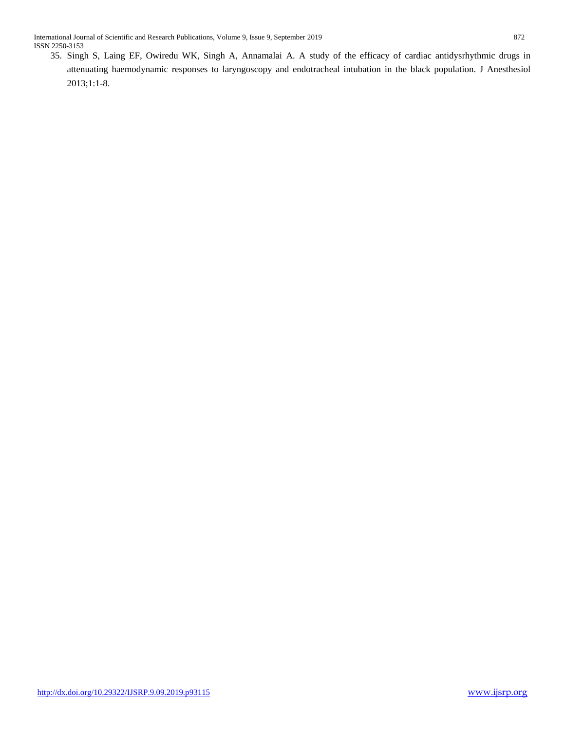35. Singh S, Laing EF, Owiredu WK, Singh A, Annamalai A. A study of the efficacy of cardiac antidysrhythmic drugs in attenuating haemodynamic responses to laryngoscopy and endotracheal intubation in the black population. J Anesthesiol 2013;1:1-8.